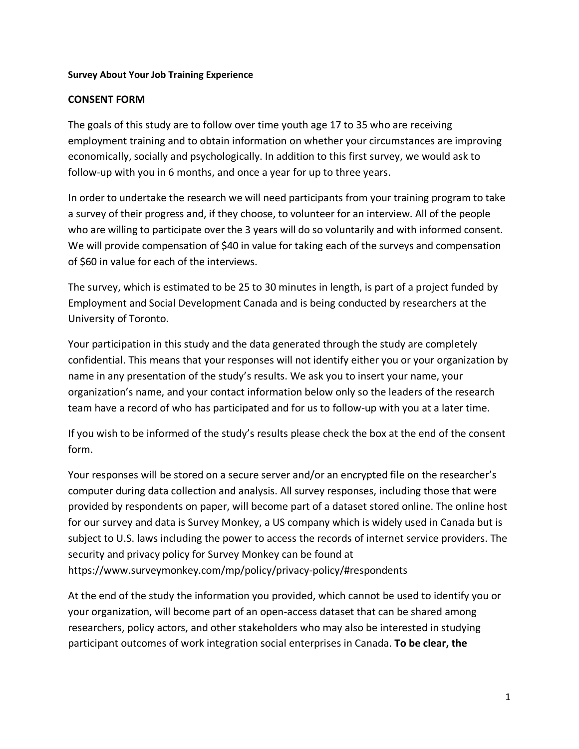**Survey About Your Job Training Experience**

## CONSENT FORM

The goals of this study are to follow over time youth age 17 to 35 who are receiving employment training and to obtain information on whether your circumstances are improving economically, socially and psychologically. In addition to this first survey, we would ask to follow-up with you in 6 months, and once a year for up to three years.

In order to undertake the research we will need participants from your training program to take a survey of their progress and, if they choose, to volunteer for an interview. All of the people who are willing to participate over the 3 years will do so voluntarily and with informed consent. We will provide compensation of $40 in value for taking each of the surveys and compensation of $60 in value for each of the interviews.

The survey, which is estimated to be 25 to 30 minutes in length, is part of a project funded by Employment and Social Development Canada and is being conducted by researchers at the University of Toronto.

Your participation in this study and the data generated through the study are completely confidential. This means that your responses will not identify either you or your organization by name in any presentation of the study's results. We ask you to insert your name, your organization's name, and your contact information below only so the leaders of the research team have a record of who has participated and for us to follow-up with you at a later time.

If you wish to be informed of the study's results please check the box at the end of the consent form.

Your responses will be stored on a secure server and/or an encrypted file on the researcher's computer during data collection and analysis. All survey responses, including those that were provided by respondents on paper, will become part of a dataset stored online. The online host for our survey and data is Survey Monkey, a US company which is widely used in Canada but is subject to U.S. laws including the power to access the records of internet service providers. The security and privacy policy for Survey Monkey can be found at https://www.surveymonkey.com/mp/policy/privacy-policy/#respondents

At the end of the study the information you provided, which cannot be used to identify you or your organization, will become part of an open-access dataset that can be shared among researchers, policy actors, and other stakeholders who may also be interested in studying participant outcomes of work integration social enterprises in Canada. **To be clear, the**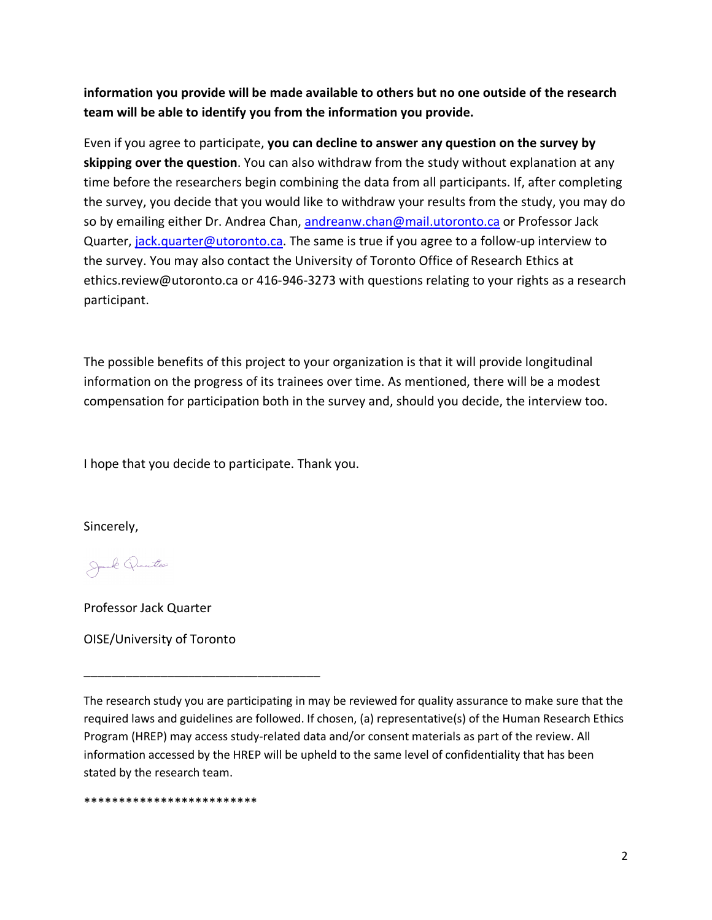**information you provide will be made available to others but no one outside of the research team will be able to identify you from the information you provide.**

Even if you agree to participate, **you can decline to answer any question on the survey by skipping over the question**. You can also withdraw from the study without explanation at any time before the researchers begin combining the data from all participants. If, after completing the survey, you decide that you would like to withdraw your results from the study, you may do so by emailing either Dr. Andrea Chan, andreanw.chan@mail.utoronto.ca or Professor Jack Quarter, jack.quarter@utoronto.ca. The same is true if you agree to a follow-up interview to the survey. You may also contact the University of Toronto Office of Research Ethics at ethics.review@utoronto.ca or 416-946-3273 with questions relating to your rights as a research participant.

The possible benefits of this project to your organization is that it will provide longitudinal information on the progress of its trainees over time. As mentioned, there will be a modest compensation for participation both in the survey and, should you decide, the interview too.

I hope that you decide to participate. Thank you.

Sincerely,

Professor Jack Quarter

OISE/University of Toronto

___________________________________

The research study you are participating in may be reviewed for quality assurance to make sure that the required laws and guidelines are followed. If chosen, (a) representative(s) of the Human Research Ethics Program (HREP) may access study-related data and/or consent materials as part of the review. All information accessed by the HREP will be upheld to the same level of confidentiality that has been stated by the research team.

*************************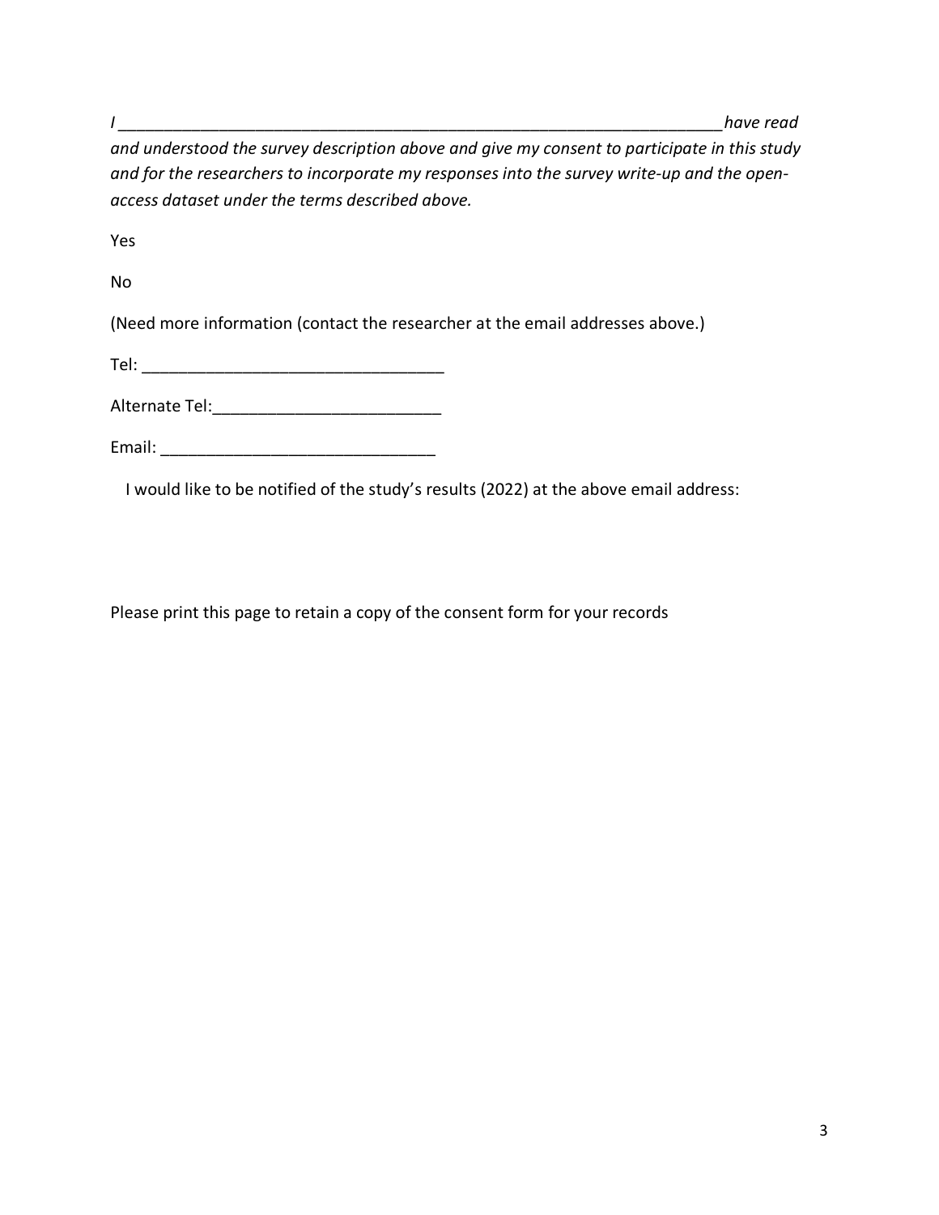*I ____________________________________________________________________ have read and understood the survey description above and give my consent to participate in this study and for the researchers to incorporate my responses into the survey write-up and the open-access dataset under the terms described above.*

Yes

No

(Need more information (contact the researcher at the email addresses above.)

Tel: _________________________________

Alternate Tel:_________________________

Email: ______________________________

I would like to be notified of the study's results (2022) at the above email address:

Please print this page to retain a copy of the consent form for your records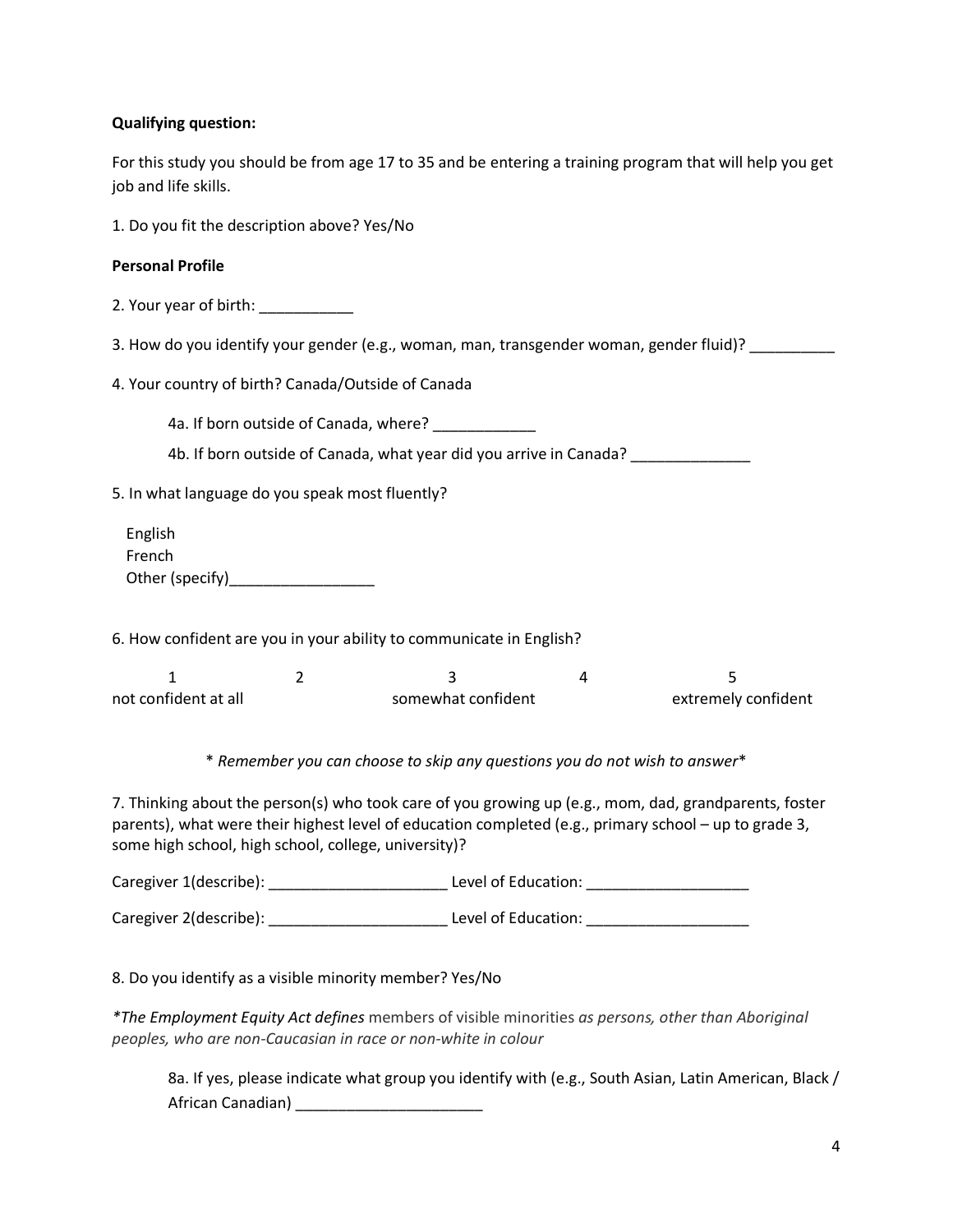**Qualifying question:**

For this study you should be from age 17 to 35 and be entering a training program that will help you get job and life skills.

1. Do you fit the description above? Yes/No

**Personal Profile**

2. Your year of birth: ___________

3. How do you identify your gender (e.g., woman, man, transgender woman, gender fluid)? __________

4. Your country of birth? Canada/Outside of Canada

    4a. If born outside of Canada, where? ____________

    4b. If born outside of Canada, what year did you arrive in Canada? ______________

5. In what language do you speak most fluently?

    English
    French
    Other (specify)_________________

6. How confident are you in your ability to communicate in English?

| 1 | 2 | 3 | 4 | 5 |
|---|---|---|---|---|
| not confident at all | | somewhat confident | | extremely confident |

\* *Remember you can choose to skip any questions you do not wish to answer*\*

7. Thinking about the person(s) who took care of you growing up (e.g., mom, dad, grandparents, foster parents), what were their highest level of education completed (e.g., primary school – up to grade 3, some high school, high school, college, university)?

Caregiver 1(describe): _____________________ Level of Education: ___________________

Caregiver 2(describe): _____________________ Level of Education: ___________________

8. Do you identify as a visible minority member? Yes/No

*\*The Employment Equity Act defines* members of visible minorities *as persons, other than Aboriginal peoples, who are non-Caucasian in race or non-white in colour*

    8a. If yes, please indicate what group you identify with (e.g., South Asian, Latin American, Black / African Canadian) ______________________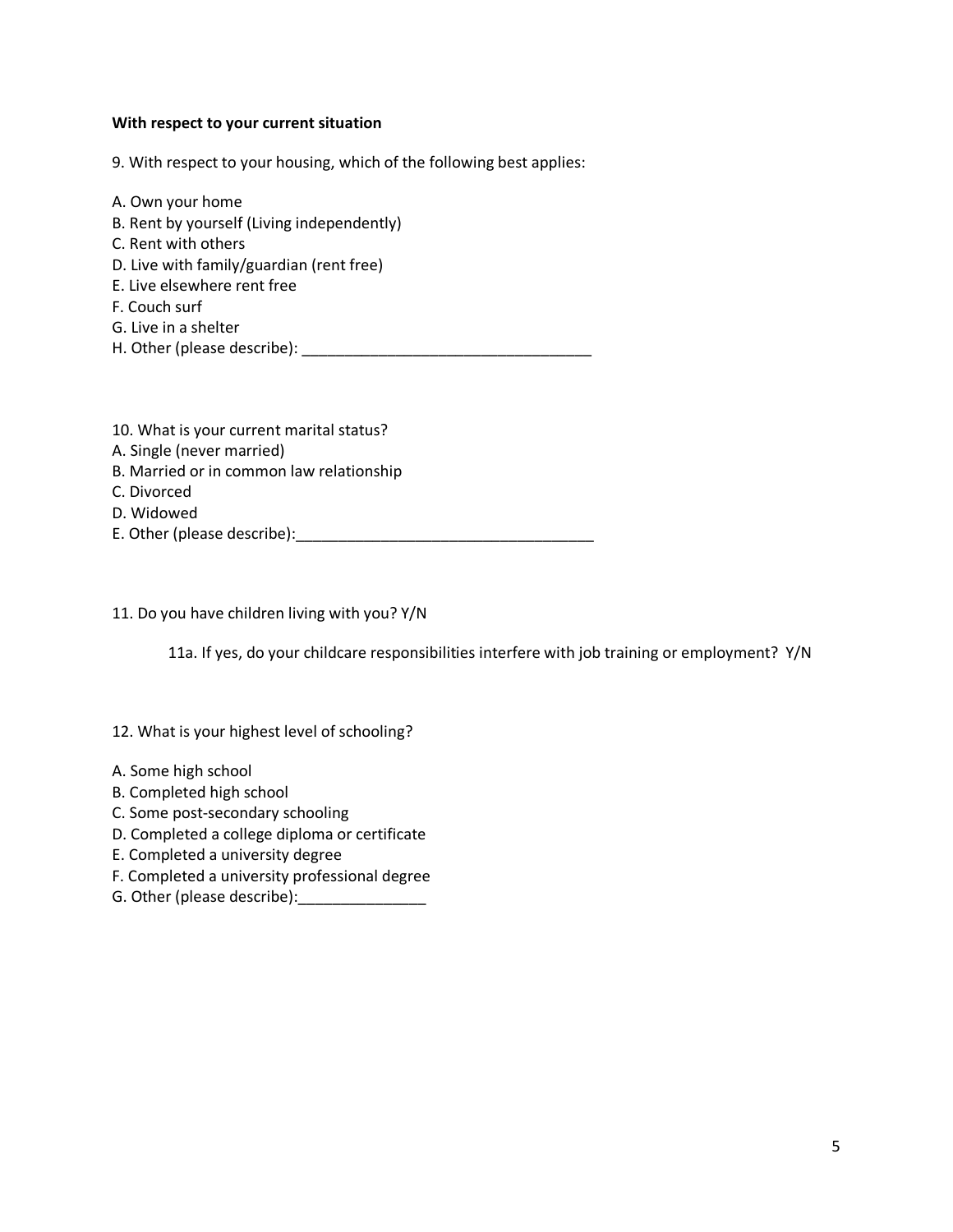**With respect to your current situation**

9. With respect to your housing, which of the following best applies:

A. Own your home
B. Rent by yourself (Living independently)
C. Rent with others
D. Live with family/guardian (rent free)
E. Live elsewhere rent free
F. Couch surf
G. Live in a shelter
H. Other (please describe): ___________________________________

10. What is your current marital status?
A. Single (never married)
B. Married or in common law relationship
C. Divorced
D. Widowed
E. Other (please describe):___________________________________

11. Do you have children living with you? Y/N

11a. If yes, do your childcare responsibilities interfere with job training or employment? Y/N

12. What is your highest level of schooling?

A. Some high school
B. Completed high school
C. Some post-secondary schooling
D. Completed a college diploma or certificate
E. Completed a university degree
F. Completed a university professional degree
G. Other (please describe):_______________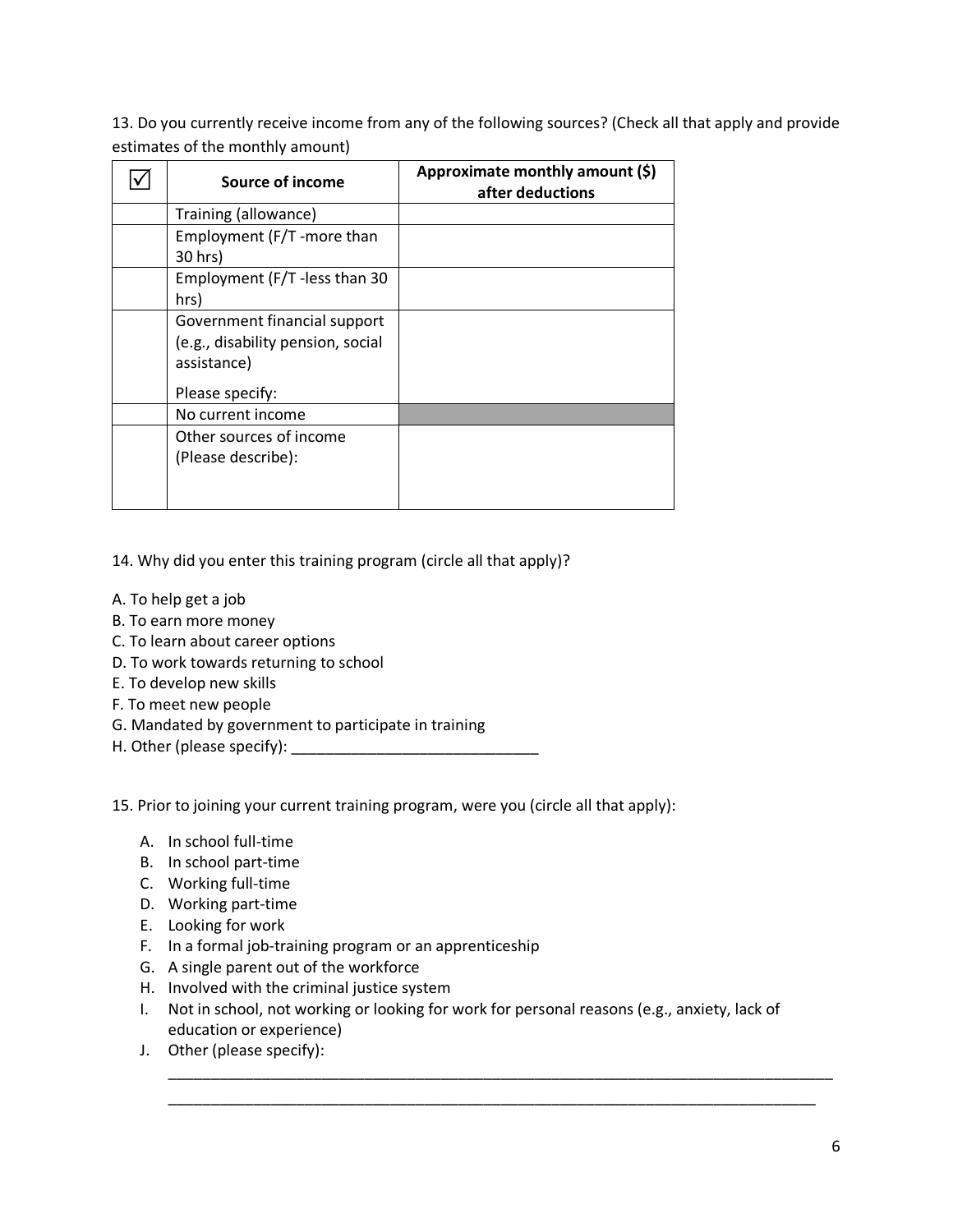13. Do you currently receive income from any of the following sources? (Check all that apply and provide estimates of the monthly amount)

| ☑ | Source of income | Approximate monthly amount ($) after deductions |
|---|---|---|
| | Training (allowance) | |
| | Employment (F/T -more than 30 hrs) | |
| | Employment (F/T -less than 30 hrs) | |
| | Government financial support (e.g., disability pension, social assistance)<br><br>Please specify: | |
| | No current income | |
| | Other sources of income (Please describe): | |

14. Why did you enter this training program (circle all that apply)?

A. To help get a job
B. To earn more money
C. To learn about career options
D. To work towards returning to school
E. To develop new skills
F. To meet new people
G. Mandated by government to participate in training
H. Other (please specify): ____________________________

15. Prior to joining your current training program, were you (circle all that apply):

A. In school full-time
B. In school part-time
C. Working full-time
D. Working part-time
E. Looking for work
F. In a formal job-training program or an apprenticeship
G. A single parent out of the workforce
H. Involved with the criminal justice system
I. Not in school, not working or looking for work for personal reasons (e.g., anxiety, lack of education or experience)
J. Other (please specify):
______________________________________________________________________________
______________________________________________________________________________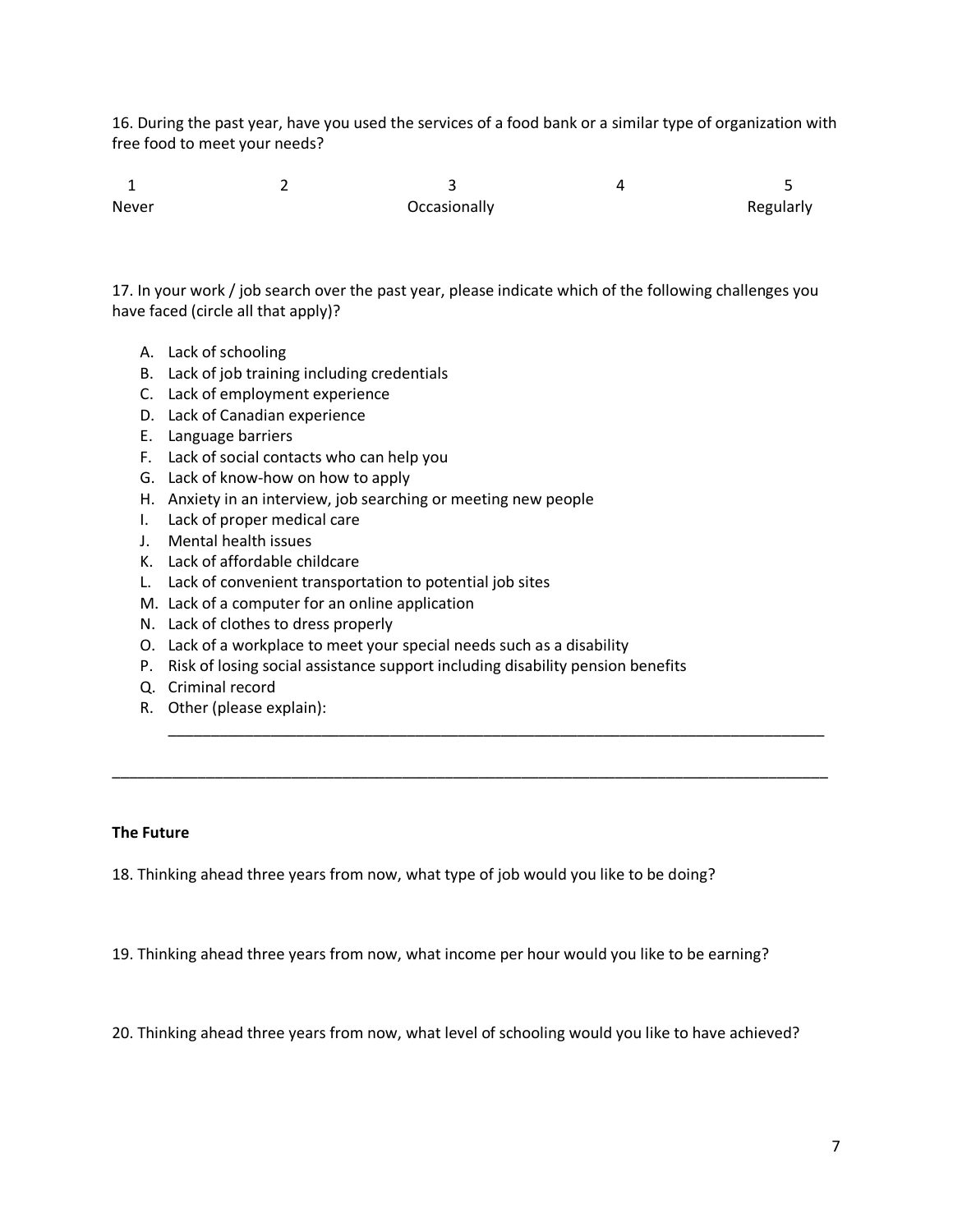16. During the past year, have you used the services of a food bank or a similar type of organization with free food to meet your needs?

| 1 | 2 | 3 | 4 | 5 |
|---|---|---|---|---|
| Never | | Occasionally | | Regularly |

17. In your work / job search over the past year, please indicate which of the following challenges you have faced (circle all that apply)?

A. Lack of schooling
B. Lack of job training including credentials
C. Lack of employment experience
D. Lack of Canadian experience
E. Language barriers
F. Lack of social contacts who can help you
G. Lack of know-how on how to apply
H. Anxiety in an interview, job searching or meeting new people
I. Lack of proper medical care
J. Mental health issues
K. Lack of affordable childcare
L. Lack of convenient transportation to potential job sites
M. Lack of a computer for an online application
N. Lack of clothes to dress properly
O. Lack of a workplace to meet your special needs such as a disability
P. Risk of losing social assistance support including disability pension benefits
Q. Criminal record
R. Other (please explain): ______________________________________________

______________________________________________________________________

**The Future**

18. Thinking ahead three years from now, what type of job would you like to be doing?

19. Thinking ahead three years from now, what income per hour would you like to be earning?

20. Thinking ahead three years from now, what level of schooling would you like to have achieved?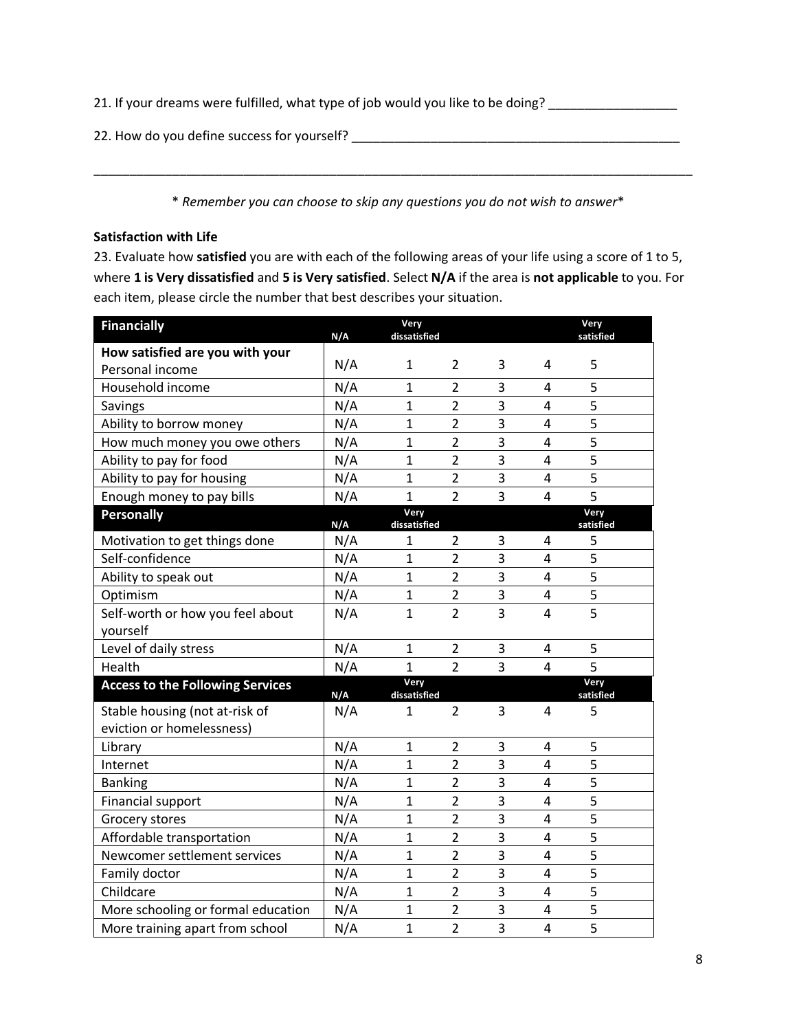21. If your dreams were fulfilled, what type of job would you like to be doing? __________________

22. How do you define success for yourself? _______________________________________________

_____________________________________________________________________________________

\* *Remember you can choose to skip any questions you do not wish to answer*\*

**Satisfaction with Life**

23. Evaluate how **satisfied** you are with each of the following areas of your life using a score of 1 to 5, where **1 is Very dissatisfied** and **5 is Very satisfied**. Select **N/A** if the area is **not applicable** to you. For each item, please circle the number that best describes your situation.

| **Financially** | N/A | Very dissatisfied | | | | Very satisfied |
|---|---|---|---|---|---|---|
| **How satisfied are you with your** Personal income | N/A | 1 | 2 | 3 | 4 | 5 |
| Household income | N/A | 1 | 2 | 3 | 4 | 5 |
| Savings | N/A | 1 | 2 | 3 | 4 | 5 |
| Ability to borrow money | N/A | 1 | 2 | 3 | 4 | 5 |
| How much money you owe others | N/A | 1 | 2 | 3 | 4 | 5 |
| Ability to pay for food | N/A | 1 | 2 | 3 | 4 | 5 |
| Ability to pay for housing | N/A | 1 | 2 | 3 | 4 | 5 |
| Enough money to pay bills | N/A | 1 | 2 | 3 | 4 | 5 |
| **Personally** | N/A | Very dissatisfied | | | | Very satisfied |
| Motivation to get things done | N/A | 1 | 2 | 3 | 4 | 5 |
| Self-confidence | N/A | 1 | 2 | 3 | 4 | 5 |
| Ability to speak out | N/A | 1 | 2 | 3 | 4 | 5 |
| Optimism | N/A | 1 | 2 | 3 | 4 | 5 |
| Self-worth or how you feel about yourself | N/A | 1 | 2 | 3 | 4 | 5 |
| Level of daily stress | N/A | 1 | 2 | 3 | 4 | 5 |
| Health | N/A | 1 | 2 | 3 | 4 | 5 |
| **Access to the Following Services** | N/A | Very dissatisfied | | | | Very satisfied |
| Stable housing (not at-risk of eviction or homelessness) | N/A | 1 | 2 | 3 | 4 | 5 |
| Library | N/A | 1 | 2 | 3 | 4 | 5 |
| Internet | N/A | 1 | 2 | 3 | 4 | 5 |
| Banking | N/A | 1 | 2 | 3 | 4 | 5 |
| Financial support | N/A | 1 | 2 | 3 | 4 | 5 |
| Grocery stores | N/A | 1 | 2 | 3 | 4 | 5 |
| Affordable transportation | N/A | 1 | 2 | 3 | 4 | 5 |
| Newcomer settlement services | N/A | 1 | 2 | 3 | 4 | 5 |
| Family doctor | N/A | 1 | 2 | 3 | 4 | 5 |
| Childcare | N/A | 1 | 2 | 3 | 4 | 5 |
| More schooling or formal education | N/A | 1 | 2 | 3 | 4 | 5 |
| More training apart from school | N/A | 1 | 2 | 3 | 4 | 5 |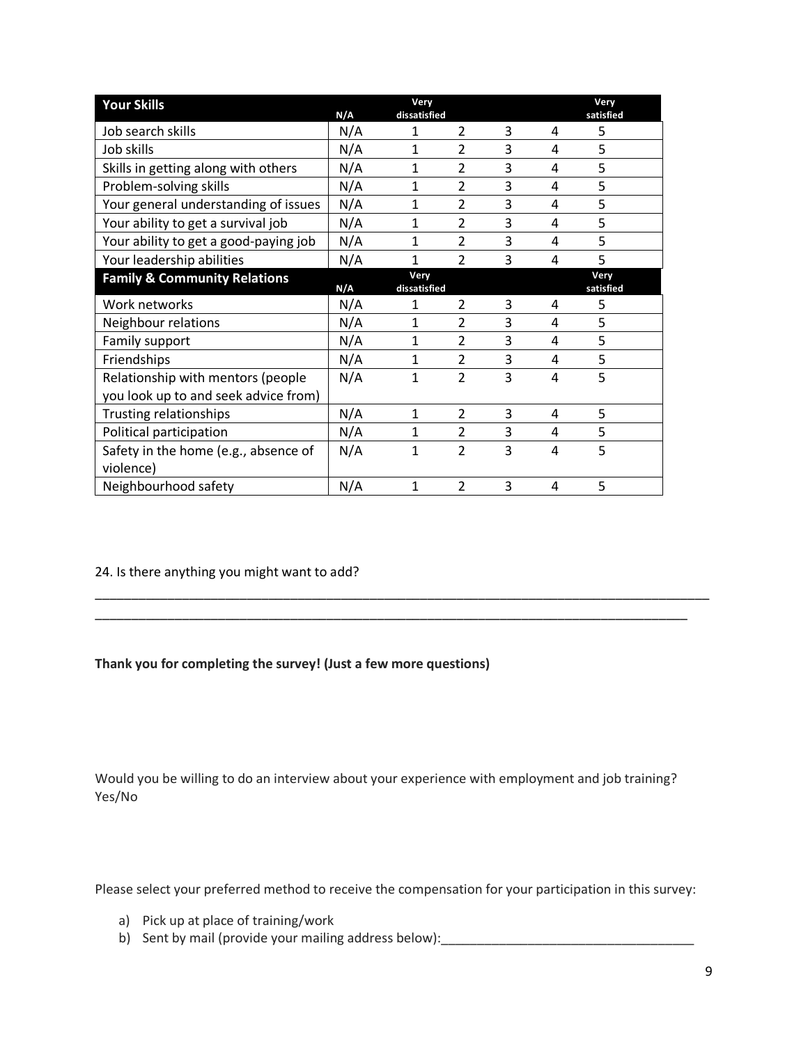| Your Skills | N/A | Very dissatisfied | | | | Very satisfied |
|---|---|---|---|---|---|---|
| Job search skills | N/A | 1 | 2 | 3 | 4 | 5 |
| Job skills | N/A | 1 | 2 | 3 | 4 | 5 |
| Skills in getting along with others | N/A | 1 | 2 | 3 | 4 | 5 |
| Problem-solving skills | N/A | 1 | 2 | 3 | 4 | 5 |
| Your general understanding of issues | N/A | 1 | 2 | 3 | 4 | 5 |
| Your ability to get a survival job | N/A | 1 | 2 | 3 | 4 | 5 |
| Your ability to get a good-paying job | N/A | 1 | 2 | 3 | 4 | 5 |
| Your leadership abilities | N/A | 1 | 2 | 3 | 4 | 5 |
| **Family & Community Relations** | **N/A** | **Very dissatisfied** | | | | **Very satisfied** |
| Work networks | N/A | 1 | 2 | 3 | 4 | 5 |
| Neighbour relations | N/A | 1 | 2 | 3 | 4 | 5 |
| Family support | N/A | 1 | 2 | 3 | 4 | 5 |
| Friendships | N/A | 1 | 2 | 3 | 4 | 5 |
| Relationship with mentors (people you look up to and seek advice from) | N/A | 1 | 2 | 3 | 4 | 5 |
| Trusting relationships | N/A | 1 | 2 | 3 | 4 | 5 |
| Political participation | N/A | 1 | 2 | 3 | 4 | 5 |
| Safety in the home (e.g., absence of violence) | N/A | 1 | 2 | 3 | 4 | 5 |
| Neighbourhood safety | N/A | 1 | 2 | 3 | 4 | 5 |

24. Is there anything you might want to add?

_____________________________________________________________________________________

_____________________________________________________________________________________

**Thank you for completing the survey! (Just a few more questions)**

Would you be willing to do an interview about your experience with employment and job training? Yes/No

Please select your preferred method to receive the compensation for your participation in this survey:

a) Pick up at place of training/work
b) Sent by mail (provide your mailing address below):___________________________________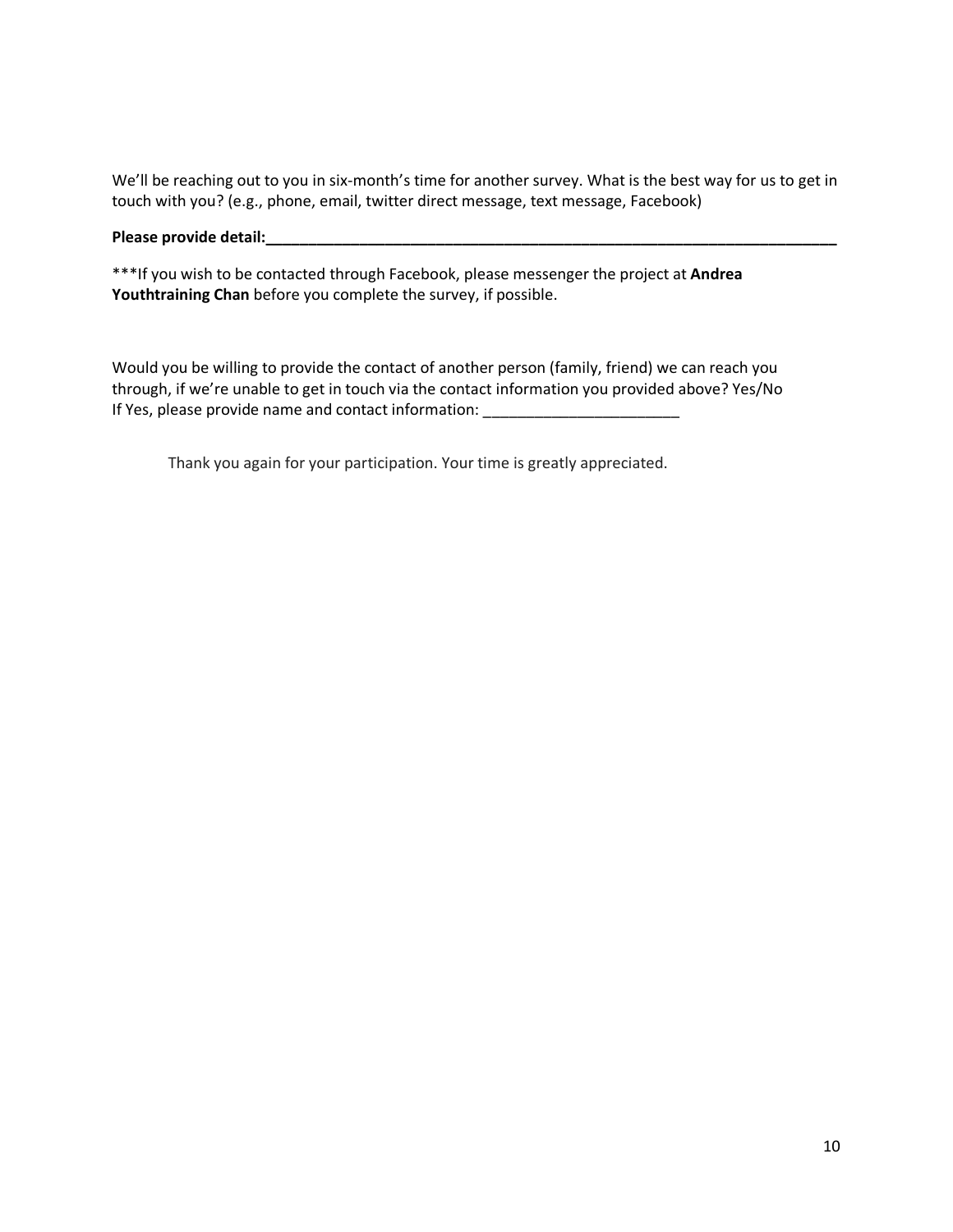We'll be reaching out to you in six-month's time for another survey. What is the best way for us to get in touch with you? (e.g., phone, email, twitter direct message, text message, Facebook)

**Please provide detail:______________________________________________________________________**

***If you wish to be contacted through Facebook, please messenger the project at **Andrea Youthtraining Chan** before you complete the survey, if possible.

Would you be willing to provide the contact of another person (family, friend) we can reach you through, if we're unable to get in touch via the contact information you provided above? Yes/No
If Yes, please provide name and contact information: ______________________

Thank you again for your participation. Your time is greatly appreciated.